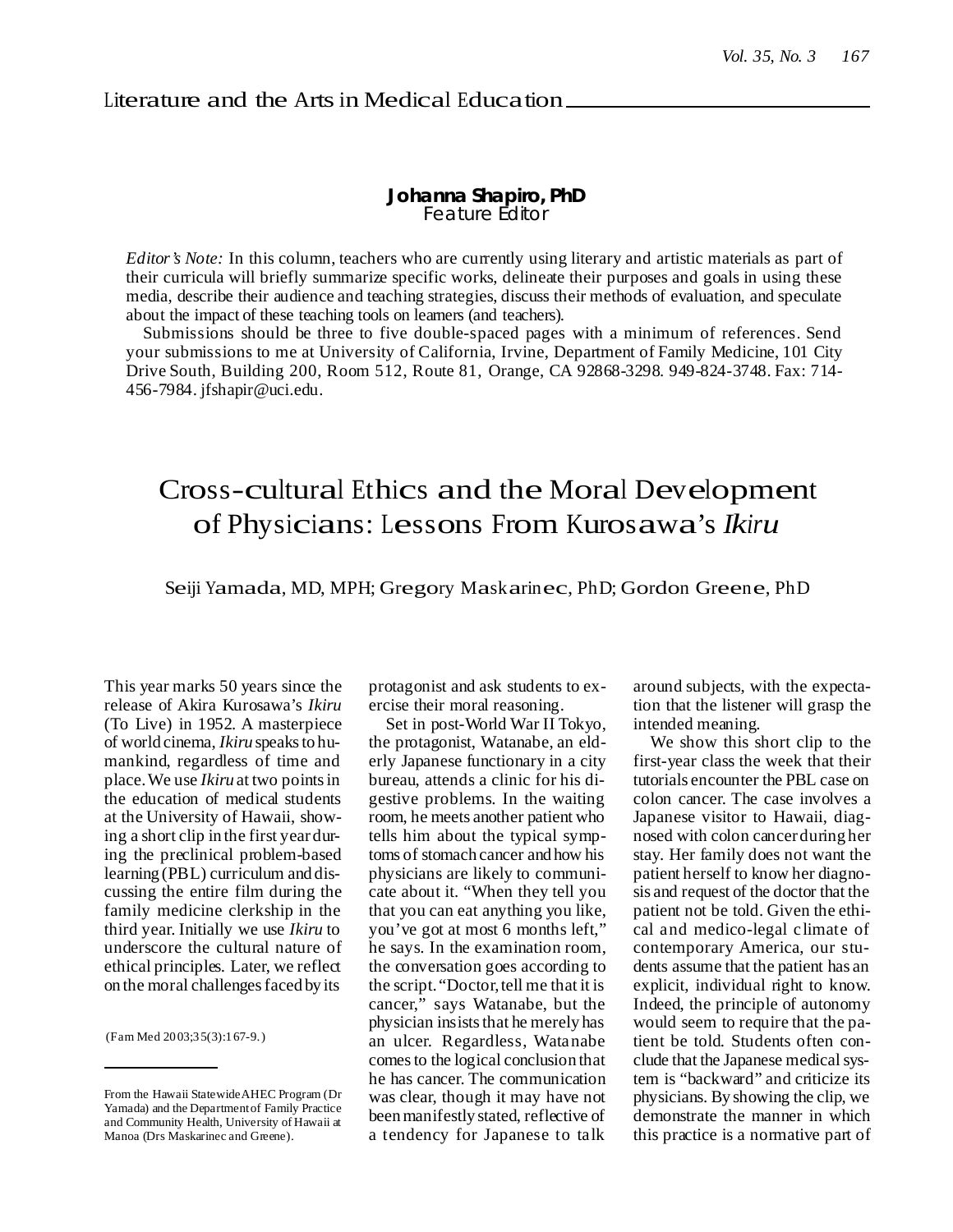## Literature and the Arts in Medical Education

**Johanna Shapiro, PhD**
*Feature Editor*

*Editor's Note:* In this column, teachers who are currently using literary and artistic materials as part of their curricula will briefly summarize specific works, delineate their purposes and goals in using these media, describe their audience and teaching strategies, discuss their methods of evaluation, and speculate about the impact of these teaching tools on learners (and teachers).

Submissions should be three to five double-spaced pages with a minimum of references. Send your submissions to me at University of California, Irvine, Department of Family Medicine, 101 City Drive South, Building 200, Room 512, Route 81, Orange, CA 92868-3298. 949-824-3748. Fax: 714-456-7984. jfshapir@uci.edu.

# Cross-cultural Ethics and the Moral Development of Physicians: Lessons From Kurosawa's *Ikiru*

Seiji Yamada, MD, MPH; Gregory Maskarinec, PhD; Gordon Greene, PhD

(Fam Med 2003;35(3):167-9.)

From the Hawaii Statewide AHEC Program (Dr Yamada) and the Department of Family Practice and Community Health, University of Hawaii at Manoa (Drs Maskarinec and Greene).

This year marks 50 years since the release of Akira Kurosawa's *Ikiru* (To Live) in 1952. A masterpiece of world cinema, *Ikiru* speaks to humankind, regardless of time and place. We use *Ikiru* at two points in the education of medical students at the University of Hawaii, showing a short clip in the first year during the preclinical problem-based learning (PBL) curriculum and discussing the entire film during the family medicine clerkship in the third year. Initially we use *Ikiru* to underscore the cultural nature of ethical principles. Later, we reflect on the moral challenges faced by its protagonist and ask students to exercise their moral reasoning.

Set in post-World War II Tokyo, the protagonist, Watanabe, an elderly Japanese functionary in a city bureau, attends a clinic for his digestive problems. In the waiting room, he meets another patient who tells him about the typical symptoms of stomach cancer and how his physicians are likely to communicate about it. "When they tell you that you can eat anything you like, you've got at most 6 months left," he says. In the examination room, the conversation goes according to the script. "Doctor, tell me that it is cancer," says Watanabe, but the physician insists that he merely has an ulcer. Regardless, Watanabe comes to the logical conclusion that he has cancer. The communication was clear, though it may have not been manifestly stated, reflective of a tendency for Japanese to talk around subjects, with the expectation that the listener will grasp the intended meaning.

We show this short clip to the first-year class the week that their tutorials encounter the PBL case on colon cancer. The case involves a Japanese visitor to Hawaii, diagnosed with colon cancer during her stay. Her family does not want the patient herself to know her diagnosis and request of the doctor that the patient not be told. Given the ethical and medico-legal climate of contemporary America, our students assume that the patient has an explicit, individual right to know. Indeed, the principle of autonomy would seem to require that the patient be told. Students often conclude that the Japanese medical system is "backward" and criticize its physicians. By showing the clip, we demonstrate the manner in which this practice is a normative part of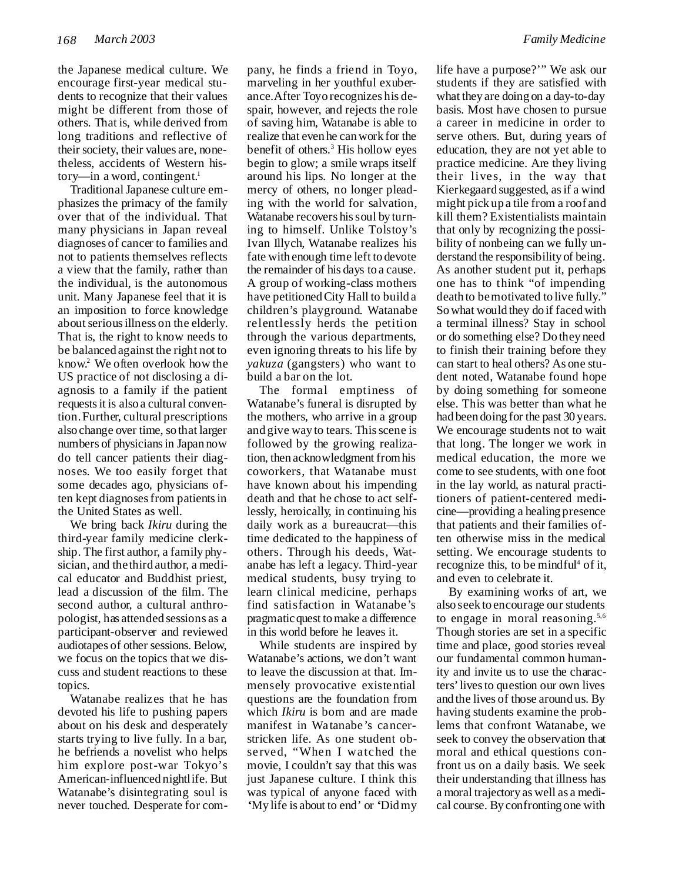the Japanese medical culture. We encourage first-year medical students to recognize that their values might be different from those of others. That is, while derived from long traditions and reflective of their society, their values are, nonetheless, accidents of Western history—in a word, contingent.[1]

Traditional Japanese culture emphasizes the primacy of the family over that of the individual. That many physicians in Japan reveal diagnoses of cancer to families and not to patients themselves reflects a view that the family, rather than the individual, is the autonomous unit. Many Japanese feel that it is an imposition to force knowledge about serious illness on the elderly. That is, the right to know needs to be balanced against the right not to know.[2] We often overlook how the US practice of not disclosing a diagnosis to a family if the patient requests it is also a cultural convention. Further, cultural prescriptions also change over time, so that larger numbers of physicians in Japan now do tell cancer patients their diagnoses. We too easily forget that some decades ago, physicians often kept diagnoses from patients in the United States as well.

We bring back *Ikiru* during the third-year family medicine clerkship. The first author, a family physician, and the third author, a medical educator and Buddhist priest, lead a discussion of the film. The second author, a cultural anthropologist, has attended sessions as a participant-observer and reviewed audiotapes of other sessions. Below, we focus on the topics that we discuss and student reactions to these topics.

Watanabe realizes that he has devoted his life to pushing papers about on his desk and desperately starts trying to live fully. In a bar, he befriends a novelist who helps him explore post-war Tokyo's American-influenced nightlife. But Watanabe's disintegrating soul is never touched. Desperate for company, he finds a friend in Toyo, marveling in her youthful exuberance. After Toyo recognizes his despair, however, and rejects the role of saving him, Watanabe is able to realize that even he can work for the benefit of others.[3] His hollow eyes begin to glow; a smile wraps itself around his lips. No longer at the mercy of others, no longer pleading with the world for salvation, Watanabe recovers his soul by turning to himself. Unlike Tolstoy's Ivan Illych, Watanabe realizes his fate with enough time left to devote the remainder of his days to a cause. A group of working-class mothers have petitioned City Hall to build a children's playground. Watanabe relentlessly herds the petition through the various departments, even ignoring threats to his life by *yakuza* (gangsters) who want to build a bar on the lot.

The formal emptiness of Watanabe's funeral is disrupted by the mothers, who arrive in a group and give way to tears. This scene is followed by the growing realization, then acknowledgment from his coworkers, that Watanabe must have known about his impending death and that he chose to act selflessly, heroically, in continuing his daily work as a bureaucrat—this time dedicated to the happiness of others. Through his deeds, Watanabe has left a legacy. Third-year medical students, busy trying to learn clinical medicine, perhaps find satisfaction in Watanabe's pragmatic quest to make a difference in this world before he leaves it.

While students are inspired by Watanabe's actions, we don't want to leave the discussion at that. Immensely provocative existential questions are the foundation from which *Ikiru* is born and are made manifest in Watanabe's cancer-stricken life. As one student observed, "When I watched the movie, I couldn't say that this was just Japanese culture. I think this was typical of anyone faced with 'My life is about to end' or 'Did my life have a purpose?'" We ask our students if they are satisfied with what they are doing on a day-to-day basis. Most have chosen to pursue a career in medicine in order to serve others. But, during years of education, they are not yet able to practice medicine. Are they living their lives, in the way that Kierkegaard suggested, as if a wind might pick up a tile from a roof and kill them? Existentialists maintain that only by recognizing the possibility of nonbeing can we fully understand the responsibility of being. As another student put it, perhaps one has to think "of impending death to be motivated to live fully." So what would they do if faced with a terminal illness? Stay in school or do something else? Do they need to finish their training before they can start to heal others? As one student noted, Watanabe found hope by doing something for someone else. This was better than what he had been doing for the past 30 years. We encourage students not to wait that long. The longer we work in medical education, the more we come to see students, with one foot in the lay world, as natural practitioners of patient-centered medicine—providing a healing presence that patients and their families often otherwise miss in the medical setting. We encourage students to recognize this, to be mindful[4] of it, and even to celebrate it.

By examining works of art, we also seek to encourage our students to engage in moral reasoning.[5,6] Though stories are set in a specific time and place, good stories reveal our fundamental common humanity and invite us to use the characters' lives to question our own lives and the lives of those around us. By having students examine the problems that confront Watanabe, we seek to convey the observation that moral and ethical questions confront us on a daily basis. We seek their understanding that illness has a moral trajectory as well as a medical course. By confronting one with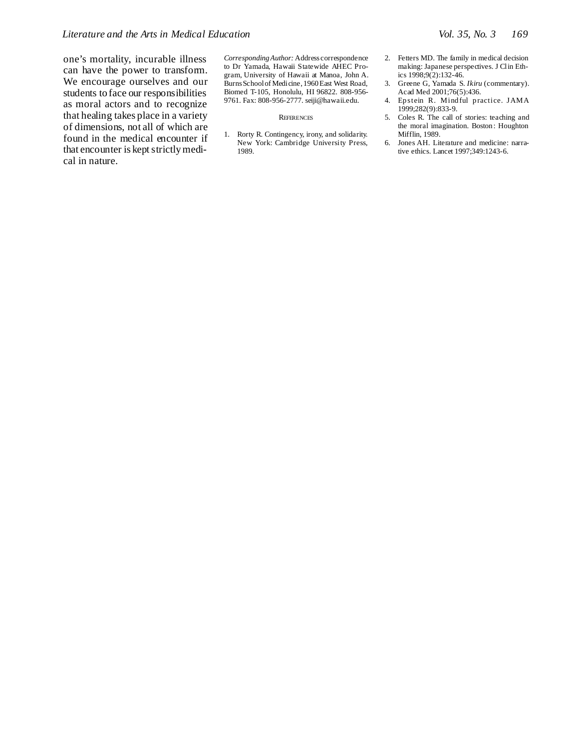one's mortality, incurable illness can have the power to transform. We encourage ourselves and our students to face our responsibilities as moral actors and to recognize that healing takes place in a variety of dimensions, not all of which are found in the medical encounter if that encounter is kept strictly medical in nature.

*Corresponding Author:* Address correspondence to Dr Yamada, Hawaii Statewide AHEC Program, University of Hawaii at Manoa, John A. Burns School of Medicine, 1960 East West Road, Biomed T-105, Honolulu, HI 96822. 808-956-9761. Fax: 808-956-2777. seiji@hawaii.edu.

## References

1. Rorty R. Contingency, irony, and solidarity. New York: Cambridge University Press, 1989.
2. Fetters MD. The family in medical decision making: Japanese perspectives. J Clin Ethics 1998;9(2):132-46.
3. Greene G, Yamada S. *Ikiru* (commentary). Acad Med 2001;76(5):436.
4. Epstein R. Mindful practice. JAMA 1999;282(9):833-9.
5. Coles R. The call of stories: teaching and the moral imagination. Boston: Houghton Mifflin, 1989.
6. Jones AH. Literature and medicine: narrative ethics. Lancet 1997;349:1243-6.